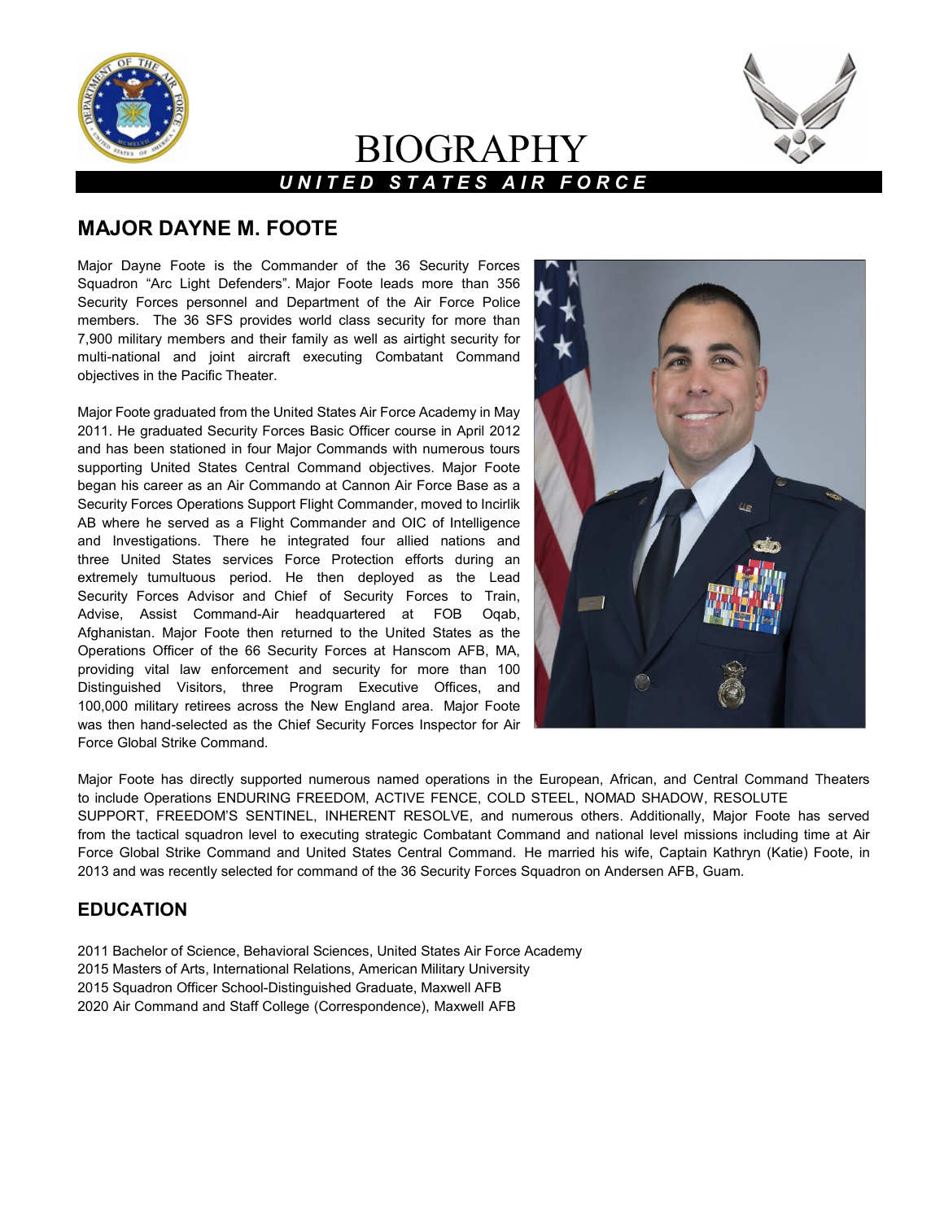# BIOGRAPHY

***UNITED STATES AIR FORCE***

## MAJOR DAYNE M. FOOTE

Major Dayne Foote is the Commander of the 36 Security Forces Squadron "Arc Light Defenders". Major Foote leads more than 356 Security Forces personnel and Department of the Air Force Police members. The 36 SFS provides world class security for more than 7,900 military members and their family as well as airtight security for multi-national and joint aircraft executing Combatant Command objectives in the Pacific Theater.

Major Foote graduated from the United States Air Force Academy in May 2011. He graduated Security Forces Basic Officer course in April 2012 and has been stationed in four Major Commands with numerous tours supporting United States Central Command objectives. Major Foote began his career as an Air Commando at Cannon Air Force Base as a Security Forces Operations Support Flight Commander, moved to Incirlik AB where he served as a Flight Commander and OIC of Intelligence and Investigations. There he integrated four allied nations and three United States services Force Protection efforts during an extremely tumultuous period. He then deployed as the Lead Security Forces Advisor and Chief of Security Forces to Train, Advise, Assist Command-Air headquartered at FOB Oqab, Afghanistan. Major Foote then returned to the United States as the Operations Officer of the 66 Security Forces at Hanscom AFB, MA, providing vital law enforcement and security for more than 100 Distinguished Visitors, three Program Executive Offices, and 100,000 military retirees across the New England area. Major Foote was then hand-selected as the Chief Security Forces Inspector for Air Force Global Strike Command.

Major Foote has directly supported numerous named operations in the European, African, and Central Command Theaters to include Operations ENDURING FREEDOM, ACTIVE FENCE, COLD STEEL, NOMAD SHADOW, RESOLUTE SUPPORT, FREEDOM'S SENTINEL, INHERENT RESOLVE, and numerous others. Additionally, Major Foote has served from the tactical squadron level to executing strategic Combatant Command and national level missions including time at Air Force Global Strike Command and United States Central Command. He married his wife, Captain Kathryn (Katie) Foote, in 2013 and was recently selected for command of the 36 Security Forces Squadron on Andersen AFB, Guam.

## EDUCATION

2011 Bachelor of Science, Behavioral Sciences, United States Air Force Academy
2015 Masters of Arts, International Relations, American Military University
2015 Squadron Officer School-Distinguished Graduate, Maxwell AFB
2020 Air Command and Staff College (Correspondence), Maxwell AFB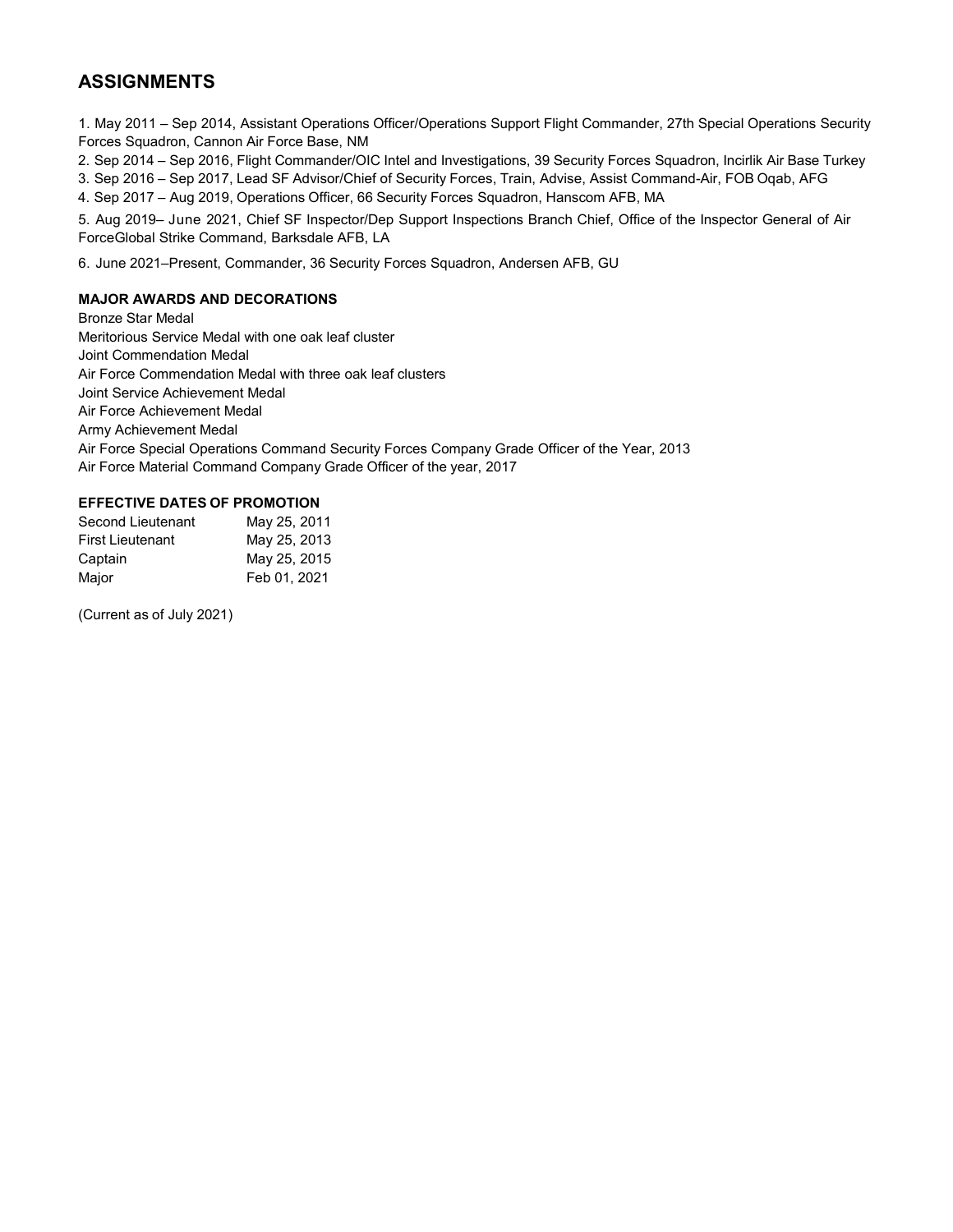## ASSIGNMENTS

1. May 2011 – Sep 2014, Assistant Operations Officer/Operations Support Flight Commander, 27th Special Operations Security Forces Squadron, Cannon Air Force Base, NM
2. Sep 2014 – Sep 2016, Flight Commander/OIC Intel and Investigations, 39 Security Forces Squadron, Incirlik Air Base Turkey
3. Sep 2016 – Sep 2017, Lead SF Advisor/Chief of Security Forces, Train, Advise, Assist Command-Air, FOB Oqab, AFG
4. Sep 2017 – Aug 2019, Operations Officer, 66 Security Forces Squadron, Hanscom AFB, MA
5. Aug 2019– June 2021, Chief SF Inspector/Dep Support Inspections Branch Chief, Office of the Inspector General of Air ForceGlobal Strike Command, Barksdale AFB, LA
6. June 2021–Present, Commander, 36 Security Forces Squadron, Andersen AFB, GU

### MAJOR AWARDS AND DECORATIONS

Bronze Star Medal
Meritorious Service Medal with one oak leaf cluster
Joint Commendation Medal
Air Force Commendation Medal with three oak leaf clusters
Joint Service Achievement Medal
Air Force Achievement Medal
Army Achievement Medal
Air Force Special Operations Command Security Forces Company Grade Officer of the Year, 2013
Air Force Material Command Company Grade Officer of the year, 2017

### EFFECTIVE DATES OF PROMOTION

| | |
|---|---|
| Second Lieutenant | May 25, 2011 |
| First Lieutenant | May 25, 2013 |
| Captain | May 25, 2015 |
| Major | Feb 01, 2021 |

(Current as of July 2021)